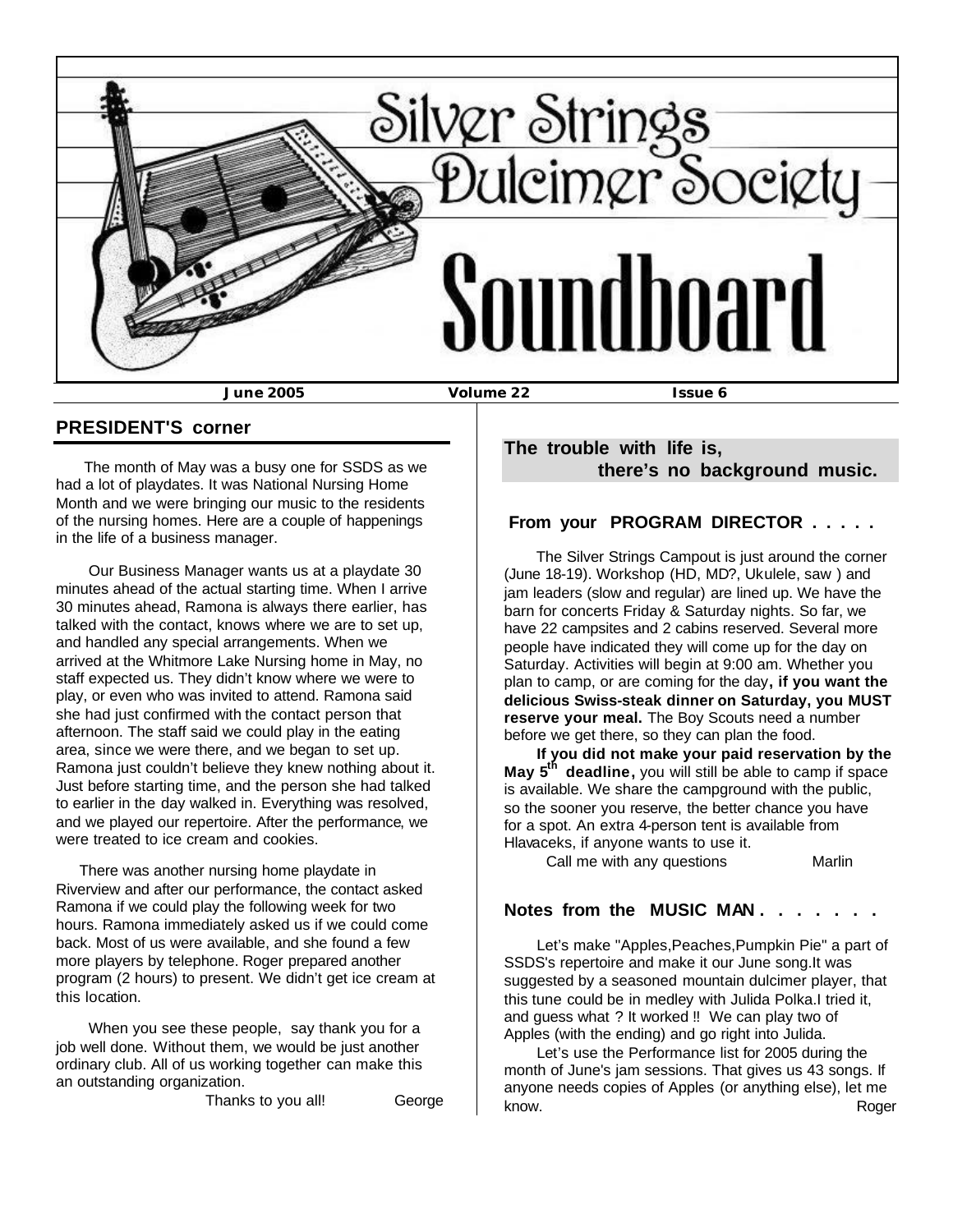# Silver Strings Dulcimer Society Soundboard

**June 2005** **Volume 22** **Issue 6**

## PRESIDENT'S corner

The month of May was a busy one for SSDS as we had a lot of playdates. It was National Nursing Home Month and we were bringing our music to the residents of the nursing homes. Here are a couple of happenings in the life of a business manager.

Our Business Manager wants us at a playdate 30 minutes ahead of the actual starting time. When I arrive 30 minutes ahead, Ramona is always there earlier, has talked with the contact, knows where we are to set up, and handled any special arrangements. When we arrived at the Whitmore Lake Nursing home in May, no staff expected us. They didn't know where we were to play, or even who was invited to attend. Ramona said she had just confirmed with the contact person that afternoon. The staff said we could play in the eating area, since we were there, and we began to set up. Ramona just couldn't believe they knew nothing about it. Just before starting time, and the person she had talked to earlier in the day walked in. Everything was resolved, and we played our repertoire. After the performance, we were treated to ice cream and cookies.

There was another nursing home playdate in Riverview and after our performance, the contact asked Ramona if we could play the following week for two hours. Ramona immediately asked us if we could come back. Most of us were available, and she found a few more players by telephone. Roger prepared another program (2 hours) to present. We didn't get ice cream at this location.

When you see these people, say thank you for a job well done. Without them, we would be just another ordinary club. All of us working together can make this an outstanding organization.

Thanks to you all! George

**The trouble with life is, there's no background music.**

## From your PROGRAM DIRECTOR . . . . .

The Silver Strings Campout is just around the corner (June 18-19). Workshop (HD, MD?, Ukulele, saw ) and jam leaders (slow and regular) are lined up. We have the barn for concerts Friday & Saturday nights. So far, we have 22 campsites and 2 cabins reserved. Several more people have indicated they will come up for the day on Saturday. Activities will begin at 9:00 am. Whether you plan to camp, or are coming for the day**, if you want the delicious Swiss-steak dinner on Saturday, you MUST reserve your meal.** The Boy Scouts need a number before we get there, so they can plan the food.

**If you did not make your paid reservation by the May 5th deadline,** you will still be able to camp if space is available. We share the campground with the public, so the sooner you reserve, the better chance you have for a spot. An extra 4-person tent is available from Hlavaceks, if anyone wants to use it.

Call me with any questions Marlin

## Notes from the MUSIC MAN . . . . . . .

Let's make "Apples,Peaches,Pumpkin Pie" a part of SSDS's repertoire and make it our June song.It was suggested by a seasoned mountain dulcimer player, that this tune could be in medley with Julida Polka.I tried it, and guess what ? It worked !! We can play two of Apples (with the ending) and go right into Julida.

Let's use the Performance list for 2005 during the month of June's jam sessions. That gives us 43 songs. If anyone needs copies of Apples (or anything else), let me know. Roger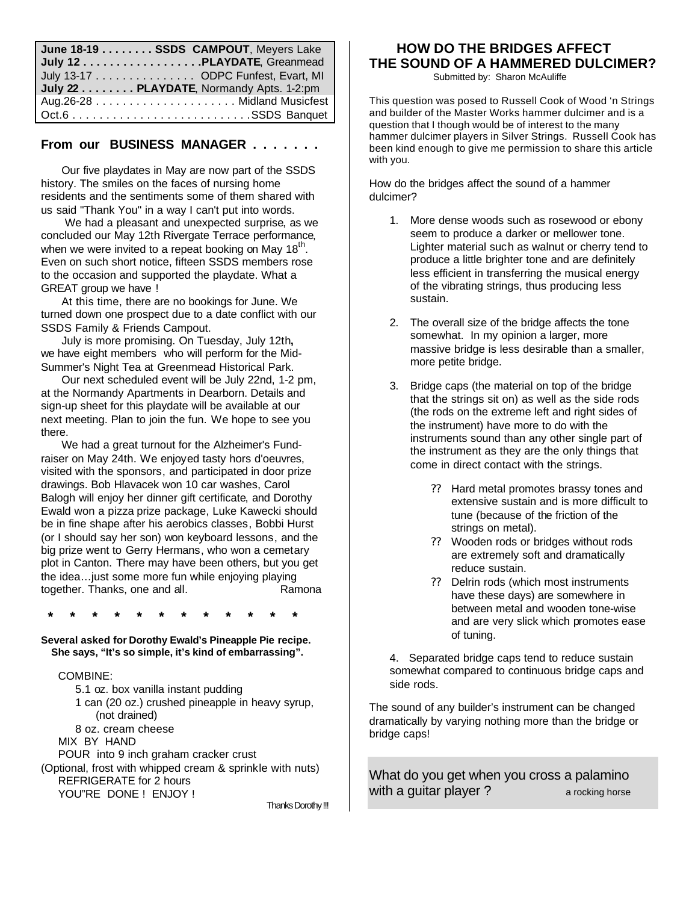| | |
|---|---|
| **June 18-19 . . . . . . . . SSDS CAMPOUT**, Meyers Lake | |
| **July 12 . . . . . . . . . . . . . . . . . .PLAYDATE**, Greanmead | |
| July 13-17 . . . . . . . . . . . . . . . ODPC Funfest, Evart, MI | |
| **July 22 . . . . . . . . PLAYDATE**, Normandy Apts. 1-2:pm | |
| Aug.26-28 . . . . . . . . . . . . . . . . . . . . . Midland Musicfest | |
| Oct.6 . . . . . . . . . . . . . . . . . . . . . . . . . . .SSDS Banquet | |

## From our BUSINESS MANAGER . . . . . . .

Our five playdates in May are now part of the SSDS history. The smiles on the faces of nursing home residents and the sentiments some of them shared with us said "Thank You" in a way I can't put into words.

We had a pleasant and unexpected surprise, as we concluded our May 12th Rivergate Terrace performance, when we were invited to a repeat booking on May 18th. Even on such short notice, fifteen SSDS members rose to the occasion and supported the playdate. What a GREAT group we have !

At this time, there are no bookings for June. We turned down one prospect due to a date conflict with our SSDS Family & Friends Campout.

July is more promising. On Tuesday, July 12th, we have eight members who will perform for the Mid-Summer's Night Tea at Greenmead Historical Park.

Our next scheduled event will be July 22nd, 1-2 pm, at the Normandy Apartments in Dearborn. Details and sign-up sheet for this playdate will be available at our next meeting. Plan to join the fun. We hope to see you there.

We had a great turnout for the Alzheimer's Fund-raiser on May 24th. We enjoyed tasty hors d'oeuvres, visited with the sponsors, and participated in door prize drawings. Bob Hlavacek won 10 car washes, Carol Balogh will enjoy her dinner gift certificate, and Dorothy Ewald won a pizza prize package, Luke Kawecki should be in fine shape after his aerobics classes, Bobbi Hurst (or I should say her son) won keyboard lessons, and the big prize went to Gerry Hermans, who won a cemetary plot in Canton. There may have been others, but you get the idea…just some more fun while enjoying playing together. Thanks, one and all. Ramona

\* \* \* \* \* \* \* \* \* \* \* \* \*

**Several asked for Dorothy Ewald's Pineapple Pie recipe. She says, "It's so simple, it's kind of embarrassing".**

COMBINE:
- 5.1 oz. box vanilla instant pudding
- 1 can (20 oz.) crushed pineapple in heavy syrup, (not drained)
- 8 oz. cream cheese

MIX BY HAND
POUR into 9 inch graham cracker crust
(Optional, frost with whipped cream & sprinkle with nuts)
REFRIGERATE for 2 hours
YOU"RE DONE ! ENJOY !

Thanks Dorothy !!!

## HOW DO THE BRIDGES AFFECT THE SOUND OF A HAMMERED DULCIMER?

Submitted by: Sharon McAuliffe

This question was posed to Russell Cook of Wood 'n Strings and builder of the Master Works hammer dulcimer and is a question that I though would be of interest to the many hammer dulcimer players in Silver Strings. Russell Cook has been kind enough to give me permission to share this article with you.

How do the bridges affect the sound of a hammer dulcimer?

1. More dense woods such as rosewood or ebony seem to produce a darker or mellower tone. Lighter material such as walnut or cherry tend to produce a little brighter tone and are definitely less efficient in transferring the musical energy of the vibrating strings, thus producing less sustain.

2. The overall size of the bridge affects the tone somewhat. In my opinion a larger, more massive bridge is less desirable than a smaller, more petite bridge.

3. Bridge caps (the material on top of the bridge that the strings sit on) as well as the side rods (the rods on the extreme left and right sides of the instrument) have more to do with the instruments sound than any other single part of the instrument as they are the only things that come in direct contact with the strings.

   ?? Hard metal promotes brassy tones and extensive sustain and is more difficult to tune (because of the friction of the strings on metal).
   ?? Wooden rods or bridges without rods are extremely soft and dramatically reduce sustain.
   ?? Delrin rods (which most instruments have these days) are somewhere in between metal and wooden tone-wise and are very slick which promotes ease of tuning.

4. Separated bridge caps tend to reduce sustain somewhat compared to continuous bridge caps and side rods.

The sound of any builder's instrument can be changed dramatically by varying nothing more than the bridge or bridge caps!

What do you get when you cross a palamino with a guitar player ? a rocking horse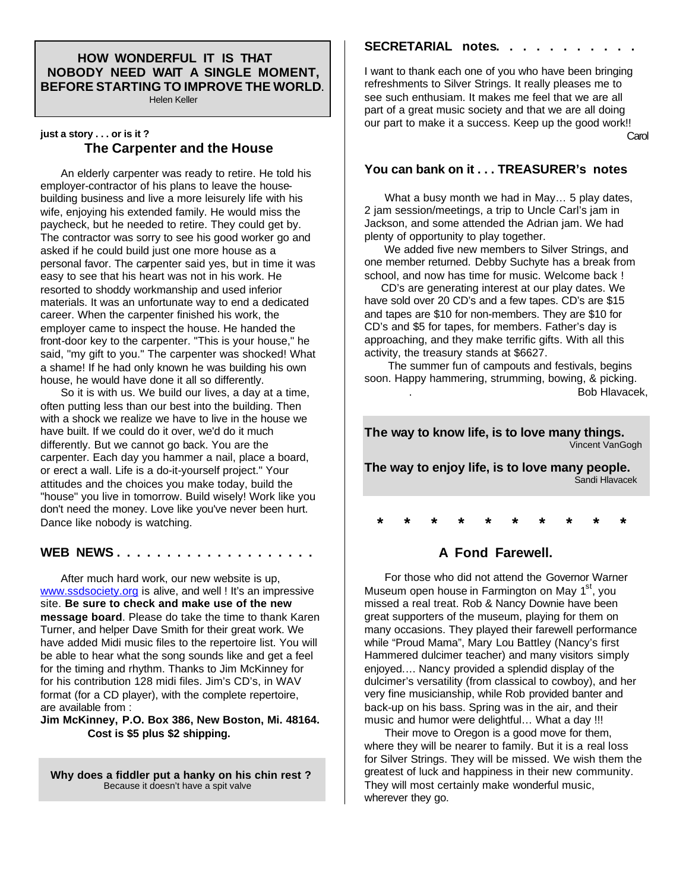**HOW WONDERFUL IT IS THAT NOBODY NEED WAIT A SINGLE MOMENT, BEFORE STARTING TO IMPROVE THE WORLD.**

Helen Keller

**just a story . . . or is it ?**

## The Carpenter and the House

An elderly carpenter was ready to retire. He told his employer-contractor of his plans to leave the house-building business and live a more leisurely life with his wife, enjoying his extended family. He would miss the paycheck, but he needed to retire. They could get by. The contractor was sorry to see his good worker go and asked if he could build just one more house as a personal favor. The carpenter said yes, but in time it was easy to see that his heart was not in his work. He resorted to shoddy workmanship and used inferior materials. It was an unfortunate way to end a dedicated career. When the carpenter finished his work, the employer came to inspect the house. He handed the front-door key to the carpenter. "This is your house," he said, "my gift to you." The carpenter was shocked! What a shame! If he had only known he was building his own house, he would have done it all so differently.

So it is with us. We build our lives, a day at a time, often putting less than our best into the building. Then with a shock we realize we have to live in the house we have built. If we could do it over, we'd do it much differently. But we cannot go back. You are the carpenter. Each day you hammer a nail, place a board, or erect a wall. Life is a do-it-yourself project." Your attitudes and the choices you make today, build the "house" you live in tomorrow. Build wisely! Work like you don't need the money. Love like you've never been hurt. Dance like nobody is watching.

## WEB NEWS . . . . . . . . . . . . . . . . . . .

After much hard work, our new website is up, www.ssdsociety.org is alive, and well ! It's an impressive site. **Be sure to check and make use of the new message board**. Please do take the time to thank Karen Turner, and helper Dave Smith for their great work. We have added Midi music files to the repertoire list. You will be able to hear what the song sounds like and get a feel for the timing and rhythm. Thanks to Jim McKinney for for his contribution 128 midi files. Jim's CD's, in WAV format (for a CD player), with the complete repertoire, are available from :

**Jim McKinney, P.O. Box 386, New Boston, Mi. 48164. Cost is $5 plus $2 shipping.**

**Why does a fiddler put a hanky on his chin rest ?**
Because it doesn't have a spit valve

## SECRETARIAL notes. . . . . . . . . . .

I want to thank each one of you who have been bringing refreshments to Silver Strings. It really pleases me to see such enthusiam. It makes me feel that we are all part of a great music society and that we are all doing our part to make it a success. Keep up the good work!!

Carol

## You can bank on it . . . TREASURER's notes

What a busy month we had in May… 5 play dates, 2 jam session/meetings, a trip to Uncle Carl's jam in Jackson, and some attended the Adrian jam. We had plenty of opportunity to play together.

We added five new members to Silver Strings, and one member returned. Debby Suchyte has a break from school, and now has time for music. Welcome back !

CD's are generating interest at our play dates. We have sold over 20 CD's and a few tapes. CD's are $15 and tapes are $10 for non-members. They are $10 for CD's and $5 for tapes, for members. Father's day is approaching, and they make terrific gifts. With all this activity, the treasury stands at $6627.

The summer fun of campouts and festivals, begins soon. Happy hammering, strumming, bowing, & picking.

Bob Hlavacek,

**The way to know life, is to love many things.**
Vincent VanGogh

**The way to enjoy life, is to love many people.**
Sandi Hlavacek

\* \* \* \* \* \* \* \* \* \*

## A Fond Farewell.

For those who did not attend the Governor Warner Museum open house in Farmington on May 1st, you missed a real treat. Rob & Nancy Downie have been great supporters of the museum, playing for them on many occasions. They played their farewell performance while "Proud Mama", Mary Lou Battley (Nancy's first Hammered dulcimer teacher) and many visitors simply enjoyed…. Nancy provided a splendid display of the dulcimer's versatility (from classical to cowboy), and her very fine musicianship, while Rob provided banter and back-up on his bass. Spring was in the air, and their music and humor were delightful… What a day !!!

Their move to Oregon is a good move for them, where they will be nearer to family. But it is a real loss for Silver Strings. They will be missed. We wish them the greatest of luck and happiness in their new community. They will most certainly make wonderful music, wherever they go.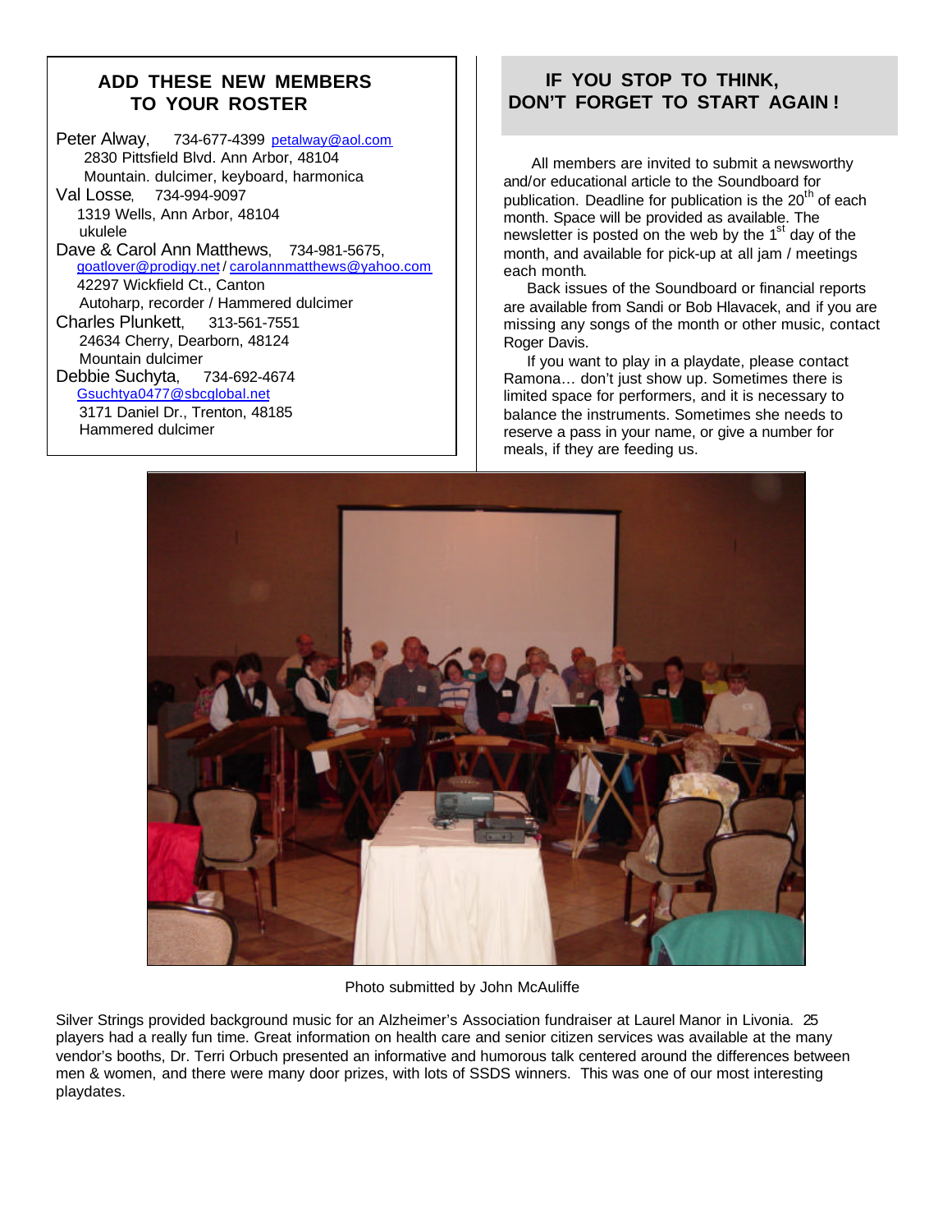## ADD THESE NEW MEMBERS TO YOUR ROSTER

Peter Alway, 734-677-4399 petalway@aol.com
2830 Pittsfield Blvd. Ann Arbor, 48104
Mountain. dulcimer, keyboard, harmonica

Val Losse, 734-994-9097
1319 Wells, Ann Arbor, 48104
ukulele

Dave & Carol Ann Matthews, 734-981-5675,
goatlover@prodigy.net / carolannmatthews@yahoo.com
42297 Wickfield Ct., Canton
Autoharp, recorder / Hammered dulcimer

Charles Plunkett, 313-561-7551
24634 Cherry, Dearborn, 48124
Mountain dulcimer

Debbie Suchyta, 734-692-4674
Gsuchtya0477@sbcglobal.net
3171 Daniel Dr., Trenton, 48185
Hammered dulcimer

## IF YOU STOP TO THINK, DON'T FORGET TO START AGAIN !

All members are invited to submit a newsworthy and/or educational article to the Soundboard for publication. Deadline for publication is the 20th of each month. Space will be provided as available. The newsletter is posted on the web by the 1st day of the month, and available for pick-up at all jam / meetings each month.

Back issues of the Soundboard or financial reports are available from Sandi or Bob Hlavacek, and if you are missing any songs of the month or other music, contact Roger Davis.

If you want to play in a playdate, please contact Ramona… don't just show up. Sometimes there is limited space for performers, and it is necessary to balance the instruments. Sometimes she needs to reserve a pass in your name, or give a number for meals, if they are feeding us.

Photo submitted by John McAuliffe

Silver Strings provided background music for an Alzheimer's Association fundraiser at Laurel Manor in Livonia. 25 players had a really fun time. Great information on health care and senior citizen services was available at the many vendor's booths, Dr. Terri Orbuch presented an informative and humorous talk centered around the differences between men & women, and there were many door prizes, with lots of SSDS winners. This was one of our most interesting playdates.